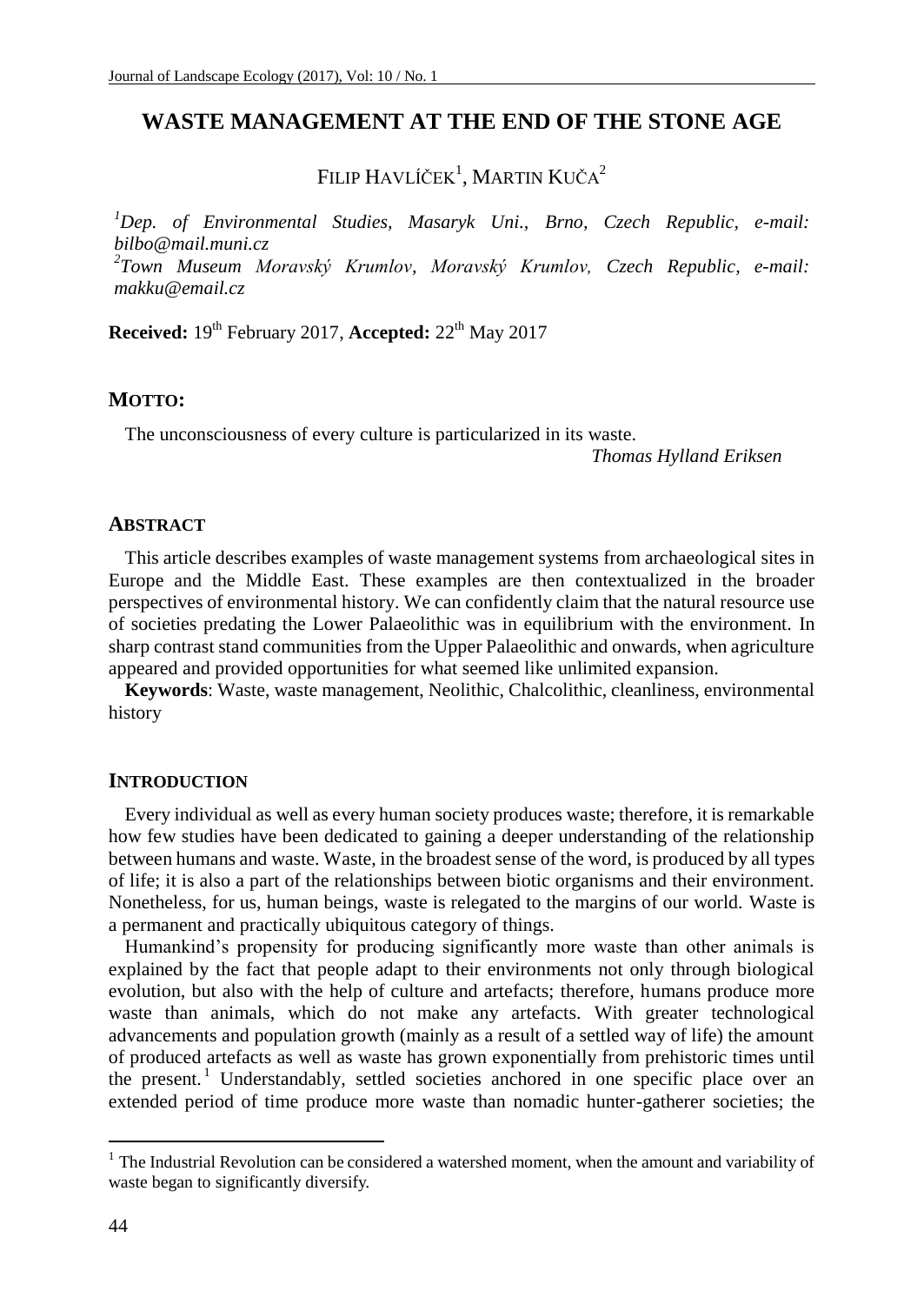# WASTE MANAGEMENT AT THE END OF THE STONE AGE

FILIP HAVLÍČEK[1], MARTIN KUČA[2]

[1]*Dep. of Environmental Studies, Masaryk Uni., Brno, Czech Republic, e-mail: bilbo@mail.muni.cz*
[2]*Town Museum Moravský Krumlov, Moravský Krumlov, Czech Republic, e-mail: makku@email.cz*

**Received:** 19th February 2017, **Accepted:** 22th May 2017

## MOTTO:

The unconsciousness of every culture is particularized in its waste.

*Thomas Hylland Eriksen*

## ABSTRACT

This article describes examples of waste management systems from archaeological sites in Europe and the Middle East. These examples are then contextualized in the broader perspectives of environmental history. We can confidently claim that the natural resource use of societies predating the Lower Palaeolithic was in equilibrium with the environment. In sharp contrast stand communities from the Upper Palaeolithic and onwards, when agriculture appeared and provided opportunities for what seemed like unlimited expansion.

**Keywords**: Waste, waste management, Neolithic, Chalcolithic, cleanliness, environmental history

## INTRODUCTION

Every individual as well as every human society produces waste; therefore, it is remarkable how few studies have been dedicated to gaining a deeper understanding of the relationship between humans and waste. Waste, in the broadest sense of the word, is produced by all types of life; it is also a part of the relationships between biotic organisms and their environment. Nonetheless, for us, human beings, waste is relegated to the margins of our world. Waste is a permanent and practically ubiquitous category of things.

Humankind's propensity for producing significantly more waste than other animals is explained by the fact that people adapt to their environments not only through biological evolution, but also with the help of culture and artefacts; therefore, humans produce more waste than animals, which do not make any artefacts. With greater technological advancements and population growth (mainly as a result of a settled way of life) the amount of produced artefacts as well as waste has grown exponentially from prehistoric times until the present.[1] Understandably, settled societies anchored in one specific place over an extended period of time produce more waste than nomadic hunter-gatherer societies; the

---

[1] The Industrial Revolution can be considered a watershed moment, when the amount and variability of waste began to significantly diversify.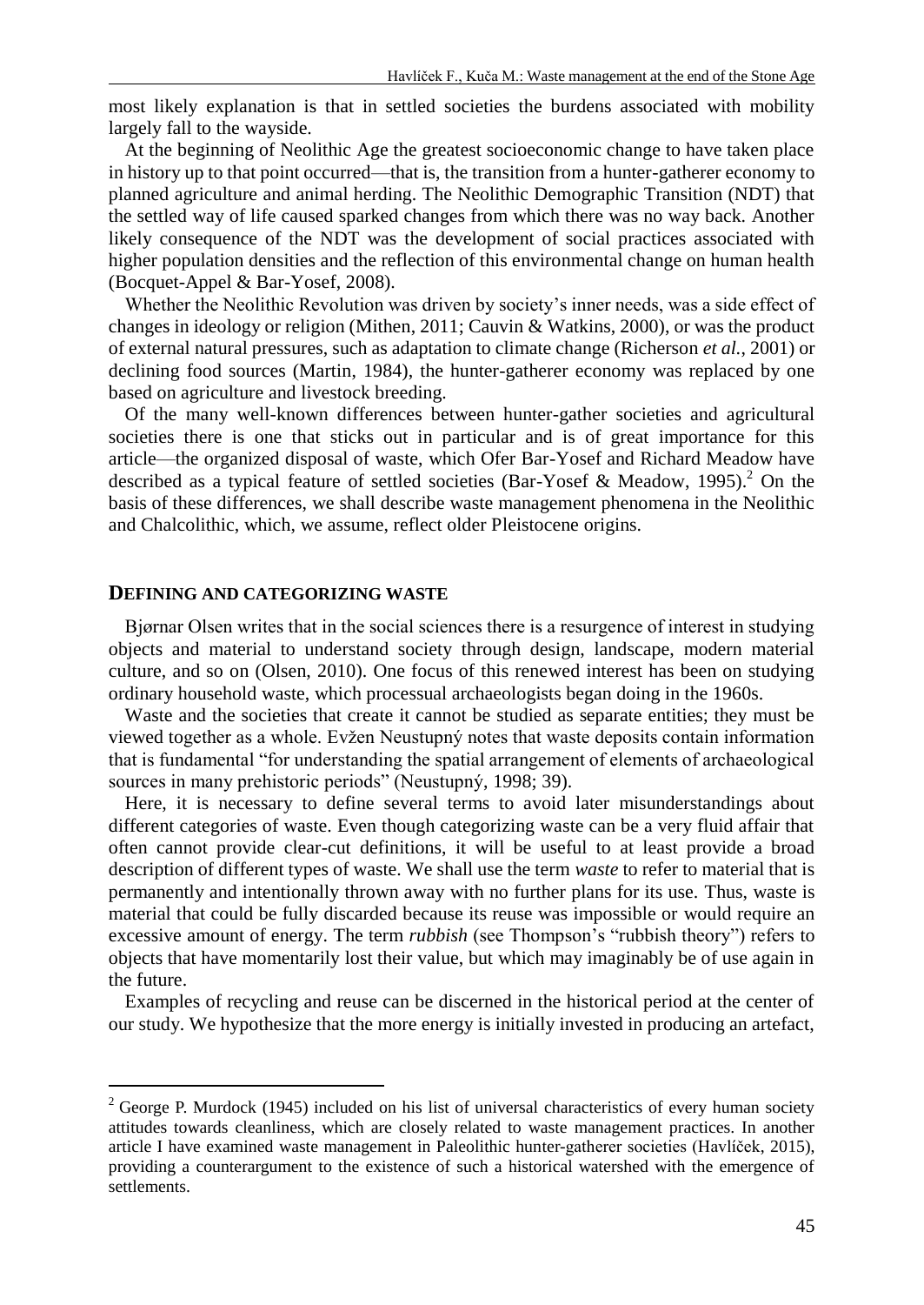most likely explanation is that in settled societies the burdens associated with mobility largely fall to the wayside.

At the beginning of Neolithic Age the greatest socioeconomic change to have taken place in history up to that point occurred—that is, the transition from a hunter-gatherer economy to planned agriculture and animal herding. The Neolithic Demographic Transition (NDT) that the settled way of life caused sparked changes from which there was no way back. Another likely consequence of the NDT was the development of social practices associated with higher population densities and the reflection of this environmental change on human health (Bocquet-Appel & Bar-Yosef, 2008).

Whether the Neolithic Revolution was driven by society's inner needs, was a side effect of changes in ideology or religion (Mithen, 2011; Cauvin & Watkins, 2000), or was the product of external natural pressures, such as adaptation to climate change (Richerson *et al.*, 2001) or declining food sources (Martin, 1984), the hunter-gatherer economy was replaced by one based on agriculture and livestock breeding.

Of the many well-known differences between hunter-gather societies and agricultural societies there is one that sticks out in particular and is of great importance for this article—the organized disposal of waste, which Ofer Bar-Yosef and Richard Meadow have described as a typical feature of settled societies (Bar-Yosef & Meadow, 1995).[2] On the basis of these differences, we shall describe waste management phenomena in the Neolithic and Chalcolithic, which, we assume, reflect older Pleistocene origins.

## DEFINING AND CATEGORIZING WASTE

Bjørnar Olsen writes that in the social sciences there is a resurgence of interest in studying objects and material to understand society through design, landscape, modern material culture, and so on (Olsen, 2010). One focus of this renewed interest has been on studying ordinary household waste, which processual archaeologists began doing in the 1960s.

Waste and the societies that create it cannot be studied as separate entities; they must be viewed together as a whole. Evžen Neustupný notes that waste deposits contain information that is fundamental "for understanding the spatial arrangement of elements of archaeological sources in many prehistoric periods" (Neustupný, 1998; 39).

Here, it is necessary to define several terms to avoid later misunderstandings about different categories of waste. Even though categorizing waste can be a very fluid affair that often cannot provide clear-cut definitions, it will be useful to at least provide a broad description of different types of waste. We shall use the term *waste* to refer to material that is permanently and intentionally thrown away with no further plans for its use. Thus, waste is material that could be fully discarded because its reuse was impossible or would require an excessive amount of energy. The term *rubbish* (see Thompson's "rubbish theory") refers to objects that have momentarily lost their value, but which may imaginably be of use again in the future.

Examples of recycling and reuse can be discerned in the historical period at the center of our study. We hypothesize that the more energy is initially invested in producing an artefact,

[2] George P. Murdock (1945) included on his list of universal characteristics of every human society attitudes towards cleanliness, which are closely related to waste management practices. In another article I have examined waste management in Paleolithic hunter-gatherer societies (Havlíček, 2015), providing a counterargument to the existence of such a historical watershed with the emergence of settlements.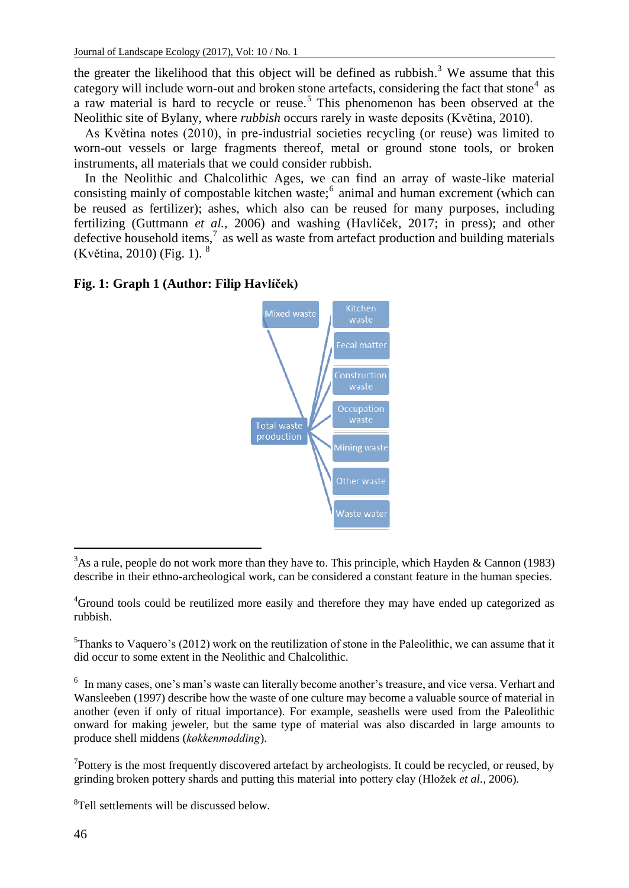the greater the likelihood that this object will be defined as rubbish.[3] We assume that this category will include worn-out and broken stone artefacts, considering the fact that stone[4] as a raw material is hard to recycle or reuse.[5] This phenomenon has been observed at the Neolithic site of Bylany, where *rubbish* occurs rarely in waste deposits (Květina, 2010).

As Květina notes (2010), in pre-industrial societies recycling (or reuse) was limited to worn-out vessels or large fragments thereof, metal or ground stone tools, or broken instruments, all materials that we could consider rubbish.

In the Neolithic and Chalcolithic Ages, we can find an array of waste-like material consisting mainly of compostable kitchen waste;[6] animal and human excrement (which can be reused as fertilizer); ashes, which also can be reused for many purposes, including fertilizing (Guttmann *et al.*, 2006) and washing (Havlíček, 2017; in press); and other defective household items,[7] as well as waste from artefact production and building materials (Květina, 2010) (Fig. 1).[8]

**Fig. 1: Graph 1 (Author: Filip Havlíček)**

Total waste production → Mixed waste, Kitchen waste, Fecal matter, Construction waste, Occupation waste, Mining waste, Other waste, Waste water

---

[3]As a rule, people do not work more than they have to. This principle, which Hayden & Cannon (1983) describe in their ethno-archeological work, can be considered a constant feature in the human species.

[4]Ground tools could be reutilized more easily and therefore they may have ended up categorized as rubbish.

[5]Thanks to Vaquero's (2012) work on the reutilization of stone in the Paleolithic, we can assume that it did occur to some extent in the Neolithic and Chalcolithic.

[6] In many cases, one's man's waste can literally become another's treasure, and vice versa. Verhart and Wansleeben (1997) describe how the waste of one culture may become a valuable source of material in another (even if only of ritual importance). For example, seashells were used from the Paleolithic onward for making jeweler, but the same type of material was also discarded in large amounts to produce shell middens (*køkkenmødding*).

[7]Pottery is the most frequently discovered artefact by archeologists. It could be recycled, or reused, by grinding broken pottery shards and putting this material into pottery clay (Hložek *et al.*, 2006).

[8]Tell settlements will be discussed below.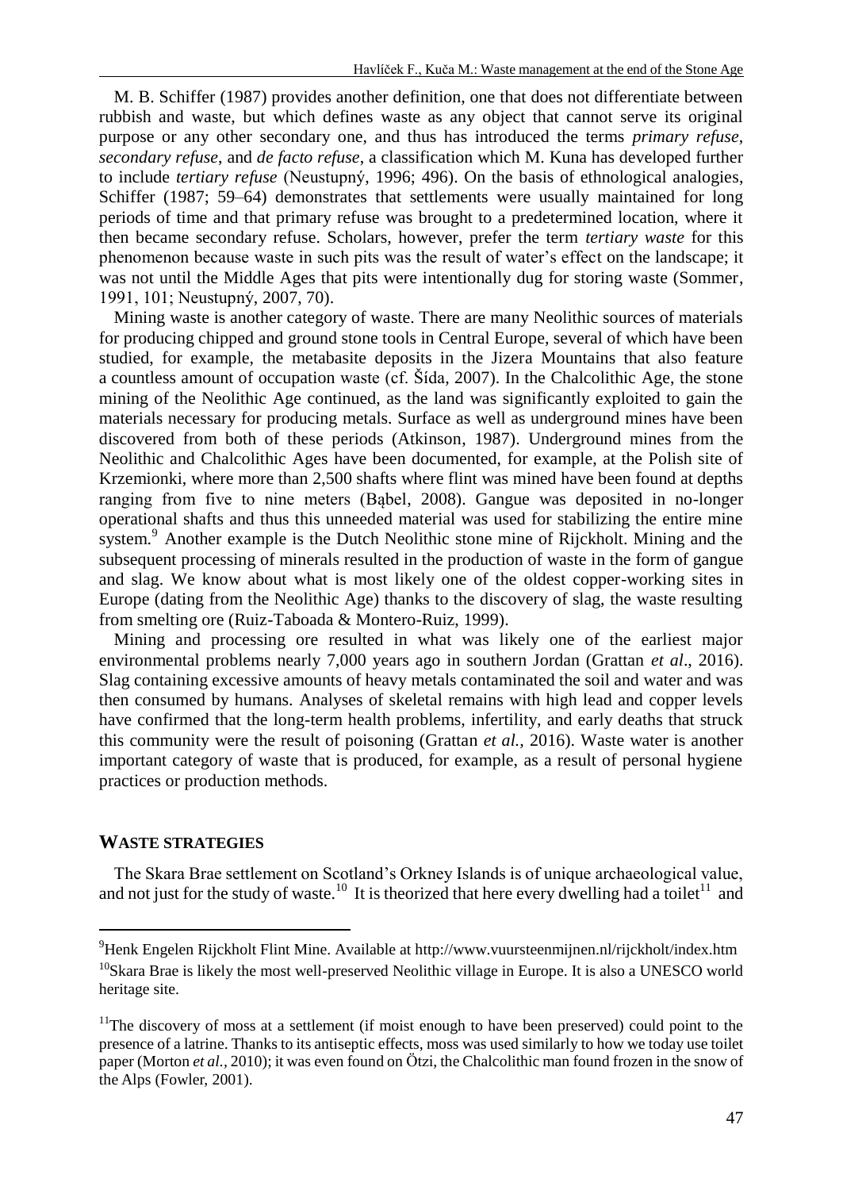M. B. Schiffer (1987) provides another definition, one that does not differentiate between rubbish and waste, but which defines waste as any object that cannot serve its original purpose or any other secondary one, and thus has introduced the terms *primary refuse*, *secondary refuse*, and *de facto refuse*, a classification which M. Kuna has developed further to include *tertiary refuse* (Neustupný, 1996; 496). On the basis of ethnological analogies, Schiffer (1987; 59–64) demonstrates that settlements were usually maintained for long periods of time and that primary refuse was brought to a predetermined location, where it then became secondary refuse. Scholars, however, prefer the term *tertiary waste* for this phenomenon because waste in such pits was the result of water's effect on the landscape; it was not until the Middle Ages that pits were intentionally dug for storing waste (Sommer, 1991, 101; Neustupný, 2007, 70).

Mining waste is another category of waste. There are many Neolithic sources of materials for producing chipped and ground stone tools in Central Europe, several of which have been studied, for example, the metabasite deposits in the Jizera Mountains that also feature a countless amount of occupation waste (cf. Šída, 2007). In the Chalcolithic Age, the stone mining of the Neolithic Age continued, as the land was significantly exploited to gain the materials necessary for producing metals. Surface as well as underground mines have been discovered from both of these periods (Atkinson, 1987). Underground mines from the Neolithic and Chalcolithic Ages have been documented, for example, at the Polish site of Krzemionki, where more than 2,500 shafts where flint was mined have been found at depths ranging from five to nine meters (Bąbel, 2008). Gangue was deposited in no-longer operational shafts and thus this unneeded material was used for stabilizing the entire mine system.[9] Another example is the Dutch Neolithic stone mine of Rijckholt. Mining and the subsequent processing of minerals resulted in the production of waste in the form of gangue and slag. We know about what is most likely one of the oldest copper-working sites in Europe (dating from the Neolithic Age) thanks to the discovery of slag, the waste resulting from smelting ore (Ruiz-Taboada & Montero-Ruiz, 1999).

Mining and processing ore resulted in what was likely one of the earliest major environmental problems nearly 7,000 years ago in southern Jordan (Grattan *et al*., 2016). Slag containing excessive amounts of heavy metals contaminated the soil and water and was then consumed by humans. Analyses of skeletal remains with high lead and copper levels have confirmed that the long-term health problems, infertility, and early deaths that struck this community were the result of poisoning (Grattan *et al.*, 2016). Waste water is another important category of waste that is produced, for example, as a result of personal hygiene practices or production methods.

## WASTE STRATEGIES

The Skara Brae settlement on Scotland's Orkney Islands is of unique archaeological value, and not just for the study of waste.[10] It is theorized that here every dwelling had a toilet[11] and

---

[9]Henk Engelen Rijckholt Flint Mine. Available at http://www.vuursteenmijnen.nl/rijckholt/index.htm

[10]Skara Brae is likely the most well-preserved Neolithic village in Europe. It is also a UNESCO world heritage site.

[11]The discovery of moss at a settlement (if moist enough to have been preserved) could point to the presence of a latrine. Thanks to its antiseptic effects, moss was used similarly to how we today use toilet paper (Morton *et al.*, 2010); it was even found on Ötzi, the Chalcolithic man found frozen in the snow of the Alps (Fowler, 2001).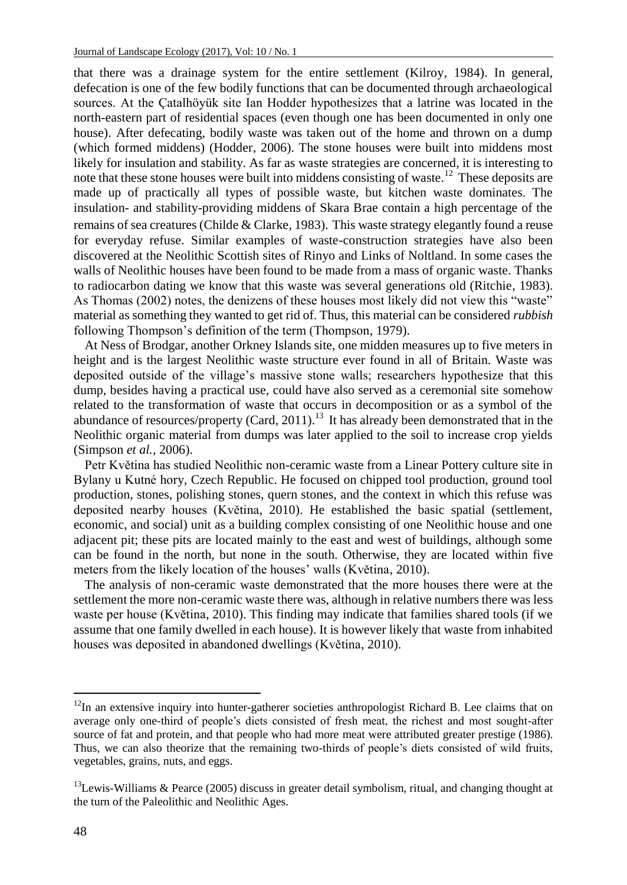that there was a drainage system for the entire settlement (Kilroy, 1984). In general, defecation is one of the few bodily functions that can be documented through archaeological sources. At the Çatalhöyük site Ian Hodder hypothesizes that a latrine was located in the north-eastern part of residential spaces (even though one has been documented in only one house). After defecating, bodily waste was taken out of the home and thrown on a dump (which formed middens) (Hodder, 2006). The stone houses were built into middens most likely for insulation and stability. As far as waste strategies are concerned, it is interesting to note that these stone houses were built into middens consisting of waste.[12] These deposits are made up of practically all types of possible waste, but kitchen waste dominates. The insulation- and stability-providing middens of Skara Brae contain a high percentage of the remains of sea creatures (Childe & Clarke, 1983). This waste strategy elegantly found a reuse for everyday refuse. Similar examples of waste-construction strategies have also been discovered at the Neolithic Scottish sites of Rinyo and Links of Noltland. In some cases the walls of Neolithic houses have been found to be made from a mass of organic waste. Thanks to radiocarbon dating we know that this waste was several generations old (Ritchie, 1983). As Thomas (2002) notes, the denizens of these houses most likely did not view this "waste" material as something they wanted to get rid of. Thus, this material can be considered *rubbish* following Thompson's definition of the term (Thompson, 1979).

At Ness of Brodgar, another Orkney Islands site, one midden measures up to five meters in height and is the largest Neolithic waste structure ever found in all of Britain. Waste was deposited outside of the village's massive stone walls; researchers hypothesize that this dump, besides having a practical use, could have also served as a ceremonial site somehow related to the transformation of waste that occurs in decomposition or as a symbol of the abundance of resources/property (Card, 2011).[13] It has already been demonstrated that in the Neolithic organic material from dumps was later applied to the soil to increase crop yields (Simpson *et al.*, 2006).

Petr Květina has studied Neolithic non-ceramic waste from a Linear Pottery culture site in Bylany u Kutné hory, Czech Republic. He focused on chipped tool production, ground tool production, stones, polishing stones, quern stones, and the context in which this refuse was deposited nearby houses (Květina, 2010). He established the basic spatial (settlement, economic, and social) unit as a building complex consisting of one Neolithic house and one adjacent pit; these pits are located mainly to the east and west of buildings, although some can be found in the north, but none in the south. Otherwise, they are located within five meters from the likely location of the houses' walls (Květina, 2010).

The analysis of non-ceramic waste demonstrated that the more houses there were at the settlement the more non-ceramic waste there was, although in relative numbers there was less waste per house (Květina, 2010). This finding may indicate that families shared tools (if we assume that one family dwelled in each house). It is however likely that waste from inhabited houses was deposited in abandoned dwellings (Květina, 2010).

---

[12] In an extensive inquiry into hunter-gatherer societies anthropologist Richard B. Lee claims that on average only one-third of people's diets consisted of fresh meat, the richest and most sought-after source of fat and protein, and that people who had more meat were attributed greater prestige (1986). Thus, we can also theorize that the remaining two-thirds of people's diets consisted of wild fruits, vegetables, grains, nuts, and eggs.

[13] Lewis-Williams & Pearce (2005) discuss in greater detail symbolism, ritual, and changing thought at the turn of the Paleolithic and Neolithic Ages.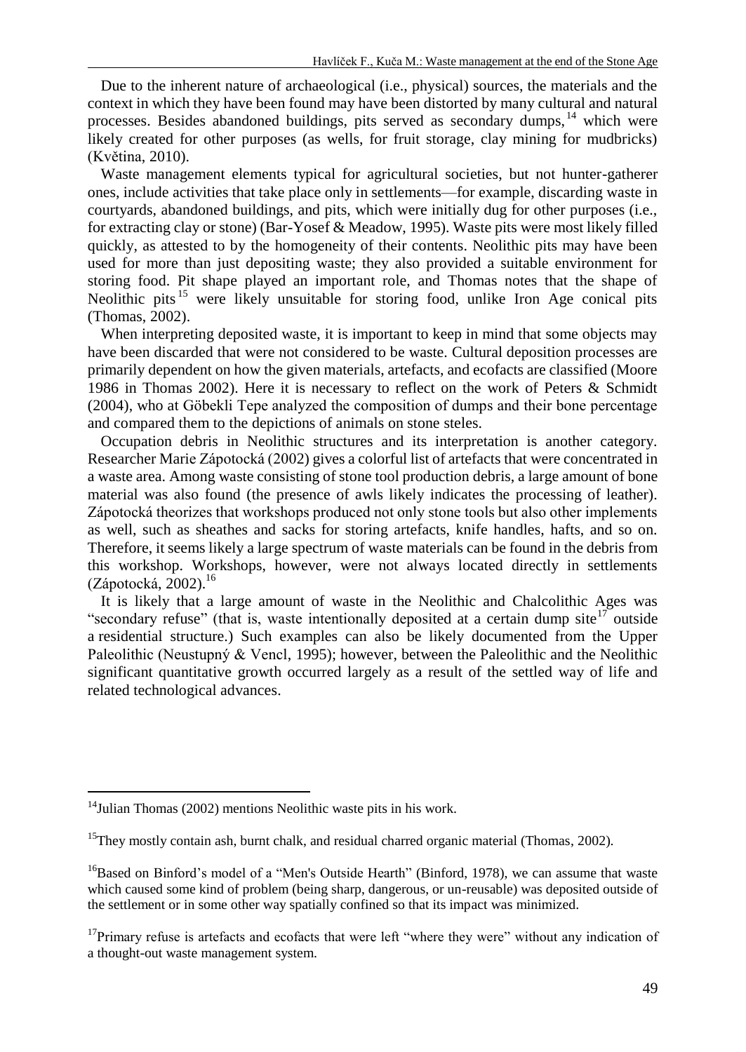Due to the inherent nature of archaeological (i.e., physical) sources, the materials and the context in which they have been found may have been distorted by many cultural and natural processes. Besides abandoned buildings, pits served as secondary dumps,[14] which were likely created for other purposes (as wells, for fruit storage, clay mining for mudbricks) (Květina, 2010).

Waste management elements typical for agricultural societies, but not hunter-gatherer ones, include activities that take place only in settlements—for example, discarding waste in courtyards, abandoned buildings, and pits, which were initially dug for other purposes (i.e., for extracting clay or stone) (Bar-Yosef & Meadow, 1995). Waste pits were most likely filled quickly, as attested to by the homogeneity of their contents. Neolithic pits may have been used for more than just depositing waste; they also provided a suitable environment for storing food. Pit shape played an important role, and Thomas notes that the shape of Neolithic pits[15] were likely unsuitable for storing food, unlike Iron Age conical pits (Thomas, 2002).

When interpreting deposited waste, it is important to keep in mind that some objects may have been discarded that were not considered to be waste. Cultural deposition processes are primarily dependent on how the given materials, artefacts, and ecofacts are classified (Moore 1986 in Thomas 2002). Here it is necessary to reflect on the work of Peters & Schmidt (2004), who at Göbekli Tepe analyzed the composition of dumps and their bone percentage and compared them to the depictions of animals on stone steles.

Occupation debris in Neolithic structures and its interpretation is another category. Researcher Marie Zápotocká (2002) gives a colorful list of artefacts that were concentrated in a waste area. Among waste consisting of stone tool production debris, a large amount of bone material was also found (the presence of awls likely indicates the processing of leather). Zápotocká theorizes that workshops produced not only stone tools but also other implements as well, such as sheathes and sacks for storing artefacts, knife handles, hafts, and so on. Therefore, it seems likely a large spectrum of waste materials can be found in the debris from this workshop. Workshops, however, were not always located directly in settlements (Zápotocká, 2002).[16]

It is likely that a large amount of waste in the Neolithic and Chalcolithic Ages was "secondary refuse" (that is, waste intentionally deposited at a certain dump site[17] outside a residential structure.) Such examples can also be likely documented from the Upper Paleolithic (Neustupný & Vencl, 1995); however, between the Paleolithic and the Neolithic significant quantitative growth occurred largely as a result of the settled way of life and related technological advances.

---

[14] Julian Thomas (2002) mentions Neolithic waste pits in his work.

[15] They mostly contain ash, burnt chalk, and residual charred organic material (Thomas, 2002).

[16] Based on Binford's model of a "Men's Outside Hearth" (Binford, 1978), we can assume that waste which caused some kind of problem (being sharp, dangerous, or un-reusable) was deposited outside of the settlement or in some other way spatially confined so that its impact was minimized.

[17] Primary refuse is artefacts and ecofacts that were left "where they were" without any indication of a thought-out waste management system.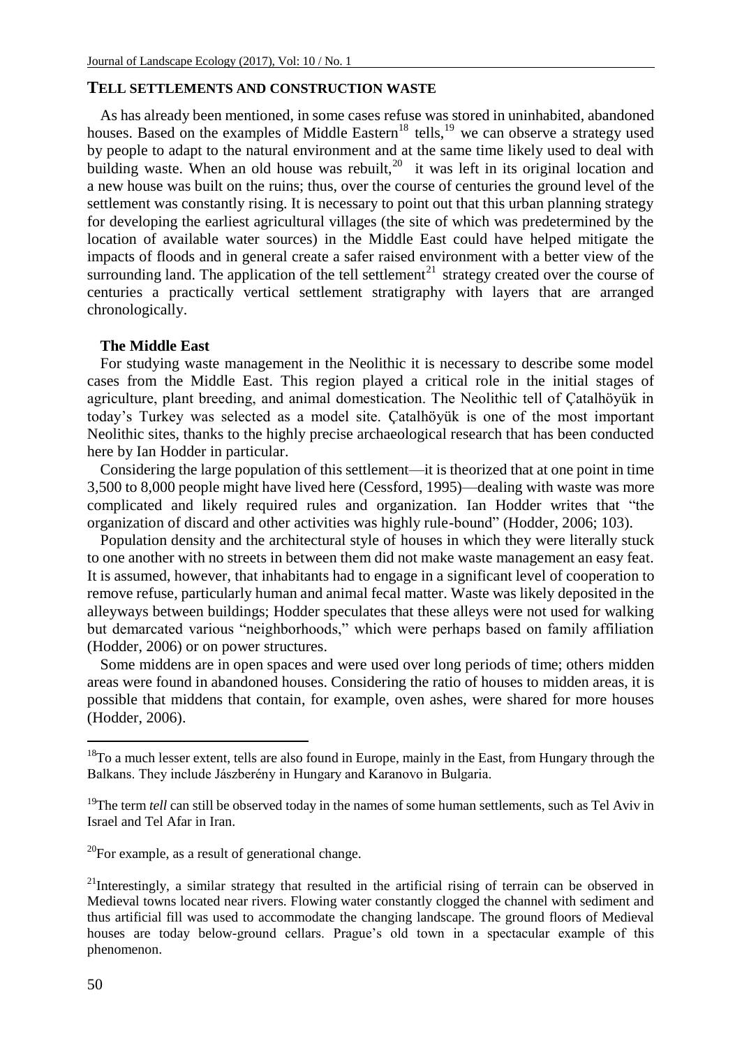## TELL SETTLEMENTS AND CONSTRUCTION WASTE

As has already been mentioned, in some cases refuse was stored in uninhabited, abandoned houses. Based on the examples of Middle Eastern[18] tells,[19] we can observe a strategy used by people to adapt to the natural environment and at the same time likely used to deal with building waste. When an old house was rebuilt,[20] it was left in its original location and a new house was built on the ruins; thus, over the course of centuries the ground level of the settlement was constantly rising. It is necessary to point out that this urban planning strategy for developing the earliest agricultural villages (the site of which was predetermined by the location of available water sources) in the Middle East could have helped mitigate the impacts of floods and in general create a safer raised environment with a better view of the surrounding land. The application of the tell settlement[21] strategy created over the course of centuries a practically vertical settlement stratigraphy with layers that are arranged chronologically.

### The Middle East

For studying waste management in the Neolithic it is necessary to describe some model cases from the Middle East. This region played a critical role in the initial stages of agriculture, plant breeding, and animal domestication. The Neolithic tell of Çatalhöyük in today's Turkey was selected as a model site. Çatalhöyük is one of the most important Neolithic sites, thanks to the highly precise archaeological research that has been conducted here by Ian Hodder in particular.

Considering the large population of this settlement—it is theorized that at one point in time 3,500 to 8,000 people might have lived here (Cessford, 1995)—dealing with waste was more complicated and likely required rules and organization. Ian Hodder writes that "the organization of discard and other activities was highly rule-bound" (Hodder, 2006; 103).

Population density and the architectural style of houses in which they were literally stuck to one another with no streets in between them did not make waste management an easy feat. It is assumed, however, that inhabitants had to engage in a significant level of cooperation to remove refuse, particularly human and animal fecal matter. Waste was likely deposited in the alleyways between buildings; Hodder speculates that these alleys were not used for walking but demarcated various "neighborhoods," which were perhaps based on family affiliation (Hodder, 2006) or on power structures.

Some middens are in open spaces and were used over long periods of time; others midden areas were found in abandoned houses. Considering the ratio of houses to midden areas, it is possible that middens that contain, for example, oven ashes, were shared for more houses (Hodder, 2006).

---

[18]To a much lesser extent, tells are also found in Europe, mainly in the East, from Hungary through the Balkans. They include Jászberény in Hungary and Karanovo in Bulgaria.

[19]The term *tell* can still be observed today in the names of some human settlements, such as Tel Aviv in Israel and Tel Afar in Iran.

[20]For example, as a result of generational change.

[21]Interestingly, a similar strategy that resulted in the artificial rising of terrain can be observed in Medieval towns located near rivers. Flowing water constantly clogged the channel with sediment and thus artificial fill was used to accommodate the changing landscape. The ground floors of Medieval houses are today below-ground cellars. Prague's old town in a spectacular example of this phenomenon.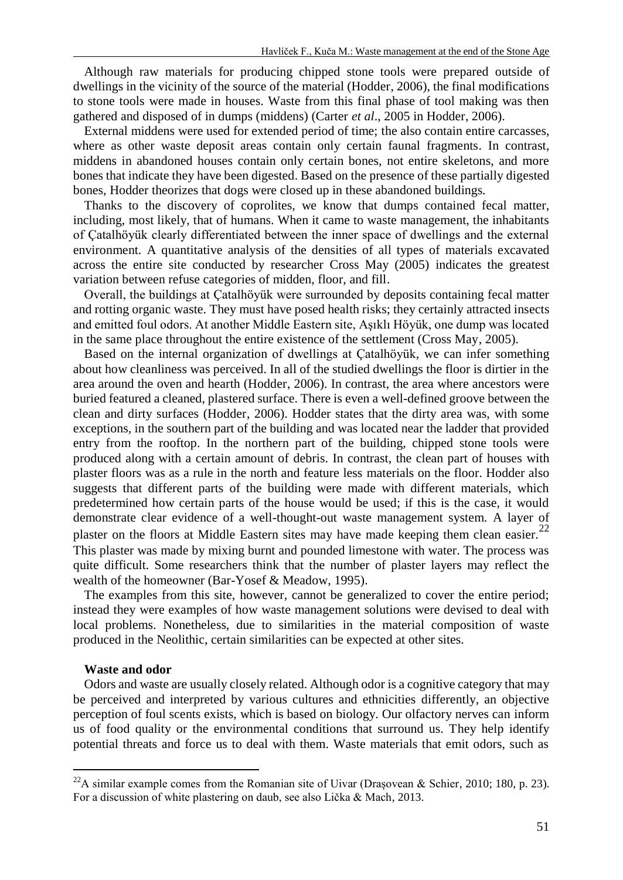Although raw materials for producing chipped stone tools were prepared outside of dwellings in the vicinity of the source of the material (Hodder, 2006), the final modifications to stone tools were made in houses. Waste from this final phase of tool making was then gathered and disposed of in dumps (middens) (Carter *et al*., 2005 in Hodder, 2006).

External middens were used for extended period of time; the also contain entire carcasses, where as other waste deposit areas contain only certain faunal fragments. In contrast, middens in abandoned houses contain only certain bones, not entire skeletons, and more bones that indicate they have been digested. Based on the presence of these partially digested bones, Hodder theorizes that dogs were closed up in these abandoned buildings.

Thanks to the discovery of coprolites, we know that dumps contained fecal matter, including, most likely, that of humans. When it came to waste management, the inhabitants of Çatalhöyük clearly differentiated between the inner space of dwellings and the external environment. A quantitative analysis of the densities of all types of materials excavated across the entire site conducted by researcher Cross May (2005) indicates the greatest variation between refuse categories of midden, floor, and fill.

Overall, the buildings at Çatalhöyük were surrounded by deposits containing fecal matter and rotting organic waste. They must have posed health risks; they certainly attracted insects and emitted foul odors. At another Middle Eastern site, Aşıklı Höyük, one dump was located in the same place throughout the entire existence of the settlement (Cross May, 2005).

Based on the internal organization of dwellings at Çatalhöyük, we can infer something about how cleanliness was perceived. In all of the studied dwellings the floor is dirtier in the area around the oven and hearth (Hodder, 2006). In contrast, the area where ancestors were buried featured a cleaned, plastered surface. There is even a well-defined groove between the clean and dirty surfaces (Hodder, 2006). Hodder states that the dirty area was, with some exceptions, in the southern part of the building and was located near the ladder that provided entry from the rooftop. In the northern part of the building, chipped stone tools were produced along with a certain amount of debris. In contrast, the clean part of houses with plaster floors was as a rule in the north and feature less materials on the floor. Hodder also suggests that different parts of the building were made with different materials, which predetermined how certain parts of the house would be used; if this is the case, it would demonstrate clear evidence of a well-thought-out waste management system. A layer of plaster on the floors at Middle Eastern sites may have made keeping them clean easier.[22] This plaster was made by mixing burnt and pounded limestone with water. The process was quite difficult. Some researchers think that the number of plaster layers may reflect the wealth of the homeowner (Bar-Yosef & Meadow, 1995).

The examples from this site, however, cannot be generalized to cover the entire period; instead they were examples of how waste management solutions were devised to deal with local problems. Nonetheless, due to similarities in the material composition of waste produced in the Neolithic, certain similarities can be expected at other sites.

**Waste and odor**

Odors and waste are usually closely related. Although odor is a cognitive category that may be perceived and interpreted by various cultures and ethnicities differently, an objective perception of foul scents exists, which is based on biology. Our olfactory nerves can inform us of food quality or the environmental conditions that surround us. They help identify potential threats and force us to deal with them. Waste materials that emit odors, such as

[22] A similar example comes from the Romanian site of Uivar (Draşovean & Schier, 2010; 180, p. 23). For a discussion of white plastering on daub, see also Lička & Mach, 2013.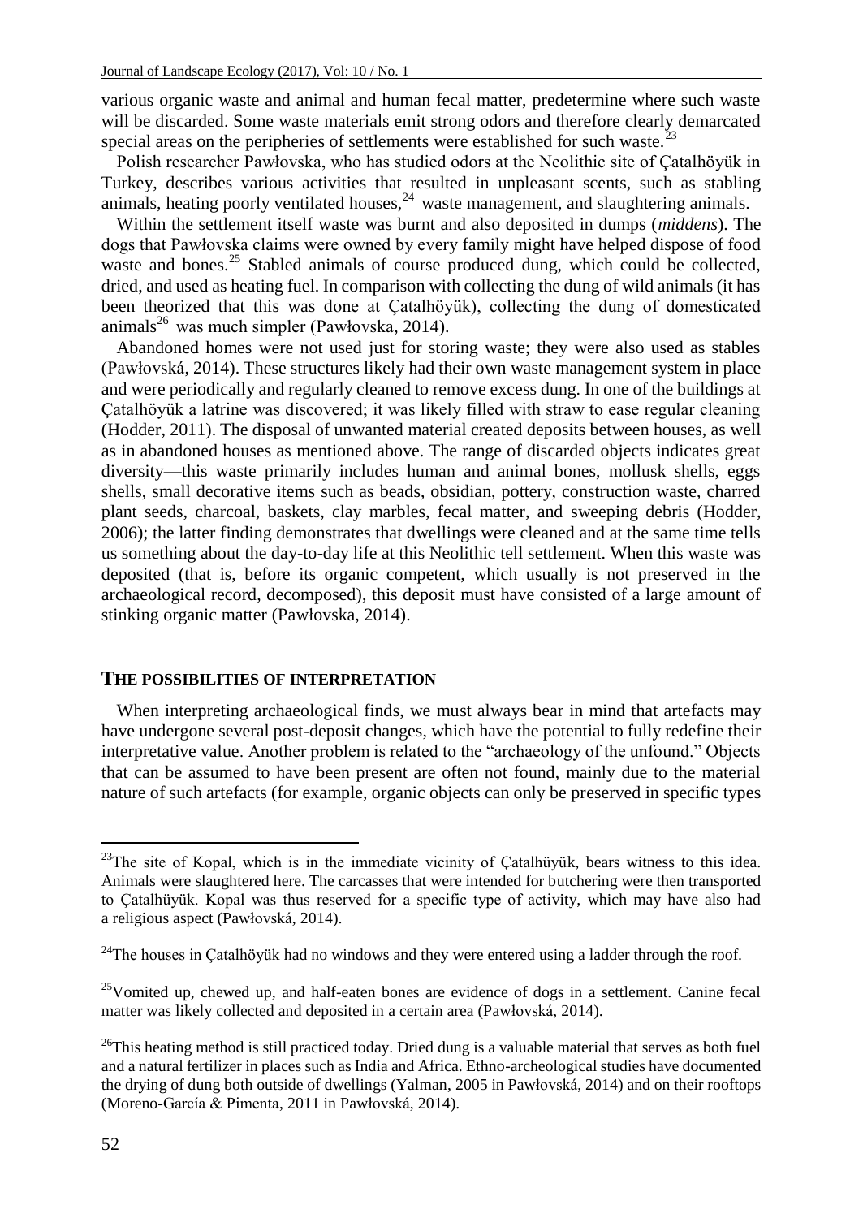various organic waste and animal and human fecal matter, predetermine where such waste will be discarded. Some waste materials emit strong odors and therefore clearly demarcated special areas on the peripheries of settlements were established for such waste.[23]

Polish researcher Pawłovska, who has studied odors at the Neolithic site of Çatalhöyük in Turkey, describes various activities that resulted in unpleasant scents, such as stabling animals, heating poorly ventilated houses,[24] waste management, and slaughtering animals.

Within the settlement itself waste was burnt and also deposited in dumps (*middens*). The dogs that Pawłovska claims were owned by every family might have helped dispose of food waste and bones.[25] Stabled animals of course produced dung, which could be collected, dried, and used as heating fuel. In comparison with collecting the dung of wild animals (it has been theorized that this was done at Çatalhöyük), collecting the dung of domesticated animals[26] was much simpler (Pawłovska, 2014).

Abandoned homes were not used just for storing waste; they were also used as stables (Pawłovská, 2014). These structures likely had their own waste management system in place and were periodically and regularly cleaned to remove excess dung. In one of the buildings at Çatalhöyük a latrine was discovered; it was likely filled with straw to ease regular cleaning (Hodder, 2011). The disposal of unwanted material created deposits between houses, as well as in abandoned houses as mentioned above. The range of discarded objects indicates great diversity—this waste primarily includes human and animal bones, mollusk shells, eggs shells, small decorative items such as beads, obsidian, pottery, construction waste, charred plant seeds, charcoal, baskets, clay marbles, fecal matter, and sweeping debris (Hodder, 2006); the latter finding demonstrates that dwellings were cleaned and at the same time tells us something about the day-to-day life at this Neolithic tell settlement. When this waste was deposited (that is, before its organic competent, which usually is not preserved in the archaeological record, decomposed), this deposit must have consisted of a large amount of stinking organic matter (Pawłovska, 2014).

## THE POSSIBILITIES OF INTERPRETATION

When interpreting archaeological finds, we must always bear in mind that artefacts may have undergone several post-deposit changes, which have the potential to fully redefine their interpretative value. Another problem is related to the "archaeology of the unfound." Objects that can be assumed to have been present are often not found, mainly due to the material nature of such artefacts (for example, organic objects can only be preserved in specific types

---

[23]The site of Kopal, which is in the immediate vicinity of Çatalhüyük, bears witness to this idea. Animals were slaughtered here. The carcasses that were intended for butchering were then transported to Çatalhüyük. Kopal was thus reserved for a specific type of activity, which may have also had a religious aspect (Pawłovská, 2014).

[24]The houses in Çatalhöyük had no windows and they were entered using a ladder through the roof.

[25]Vomited up, chewed up, and half-eaten bones are evidence of dogs in a settlement. Canine fecal matter was likely collected and deposited in a certain area (Pawłovská, 2014).

[26]This heating method is still practiced today. Dried dung is a valuable material that serves as both fuel and a natural fertilizer in places such as India and Africa. Ethno-archeological studies have documented the drying of dung both outside of dwellings (Yalman, 2005 in Pawłovská, 2014) and on their rooftops (Moreno-García & Pimenta, 2011 in Pawłovská, 2014).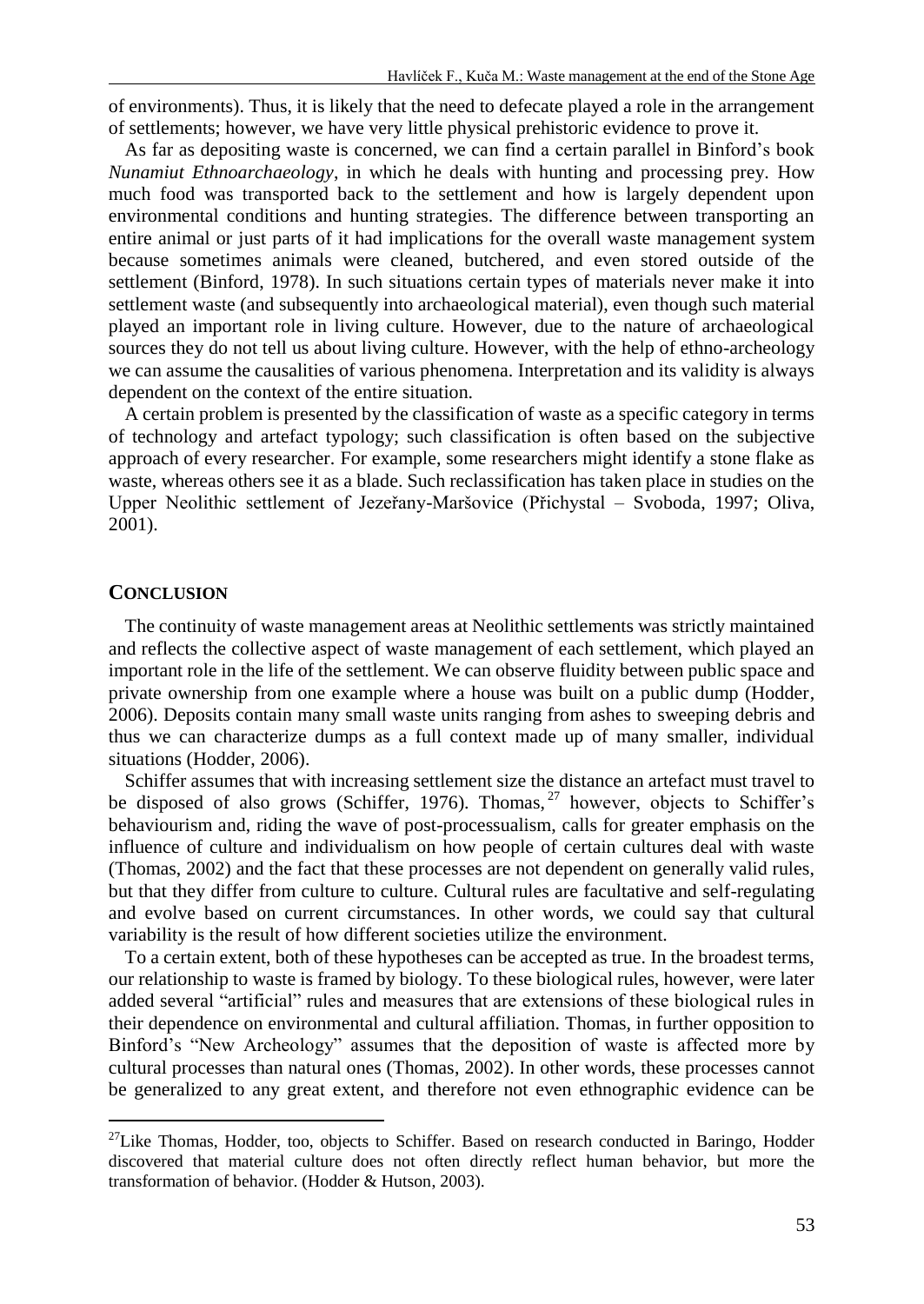of environments). Thus, it is likely that the need to defecate played a role in the arrangement of settlements; however, we have very little physical prehistoric evidence to prove it.

As far as depositing waste is concerned, we can find a certain parallel in Binford's book *Nunamiut Ethnoarchaeology*, in which he deals with hunting and processing prey. How much food was transported back to the settlement and how is largely dependent upon environmental conditions and hunting strategies. The difference between transporting an entire animal or just parts of it had implications for the overall waste management system because sometimes animals were cleaned, butchered, and even stored outside of the settlement (Binford, 1978). In such situations certain types of materials never make it into settlement waste (and subsequently into archaeological material), even though such material played an important role in living culture. However, due to the nature of archaeological sources they do not tell us about living culture. However, with the help of ethno-archeology we can assume the causalities of various phenomena. Interpretation and its validity is always dependent on the context of the entire situation.

A certain problem is presented by the classification of waste as a specific category in terms of technology and artefact typology; such classification is often based on the subjective approach of every researcher. For example, some researchers might identify a stone flake as waste, whereas others see it as a blade. Such reclassification has taken place in studies on the Upper Neolithic settlement of Jezeřany-Maršovice (Přichystal – Svoboda, 1997; Oliva, 2001).

## CONCLUSION

The continuity of waste management areas at Neolithic settlements was strictly maintained and reflects the collective aspect of waste management of each settlement, which played an important role in the life of the settlement. We can observe fluidity between public space and private ownership from one example where a house was built on a public dump (Hodder, 2006). Deposits contain many small waste units ranging from ashes to sweeping debris and thus we can characterize dumps as a full context made up of many smaller, individual situations (Hodder, 2006).

Schiffer assumes that with increasing settlement size the distance an artefact must travel to be disposed of also grows (Schiffer, 1976). Thomas,[27] however, objects to Schiffer's behaviourism and, riding the wave of post-processualism, calls for greater emphasis on the influence of culture and individualism on how people of certain cultures deal with waste (Thomas, 2002) and the fact that these processes are not dependent on generally valid rules, but that they differ from culture to culture. Cultural rules are facultative and self-regulating and evolve based on current circumstances. In other words, we could say that cultural variability is the result of how different societies utilize the environment.

To a certain extent, both of these hypotheses can be accepted as true. In the broadest terms, our relationship to waste is framed by biology. To these biological rules, however, were later added several "artificial" rules and measures that are extensions of these biological rules in their dependence on environmental and cultural affiliation. Thomas, in further opposition to Binford's "New Archeology" assumes that the deposition of waste is affected more by cultural processes than natural ones (Thomas, 2002). In other words, these processes cannot be generalized to any great extent, and therefore not even ethnographic evidence can be

---

[27] Like Thomas, Hodder, too, objects to Schiffer. Based on research conducted in Baringo, Hodder discovered that material culture does not often directly reflect human behavior, but more the transformation of behavior. (Hodder & Hutson, 2003).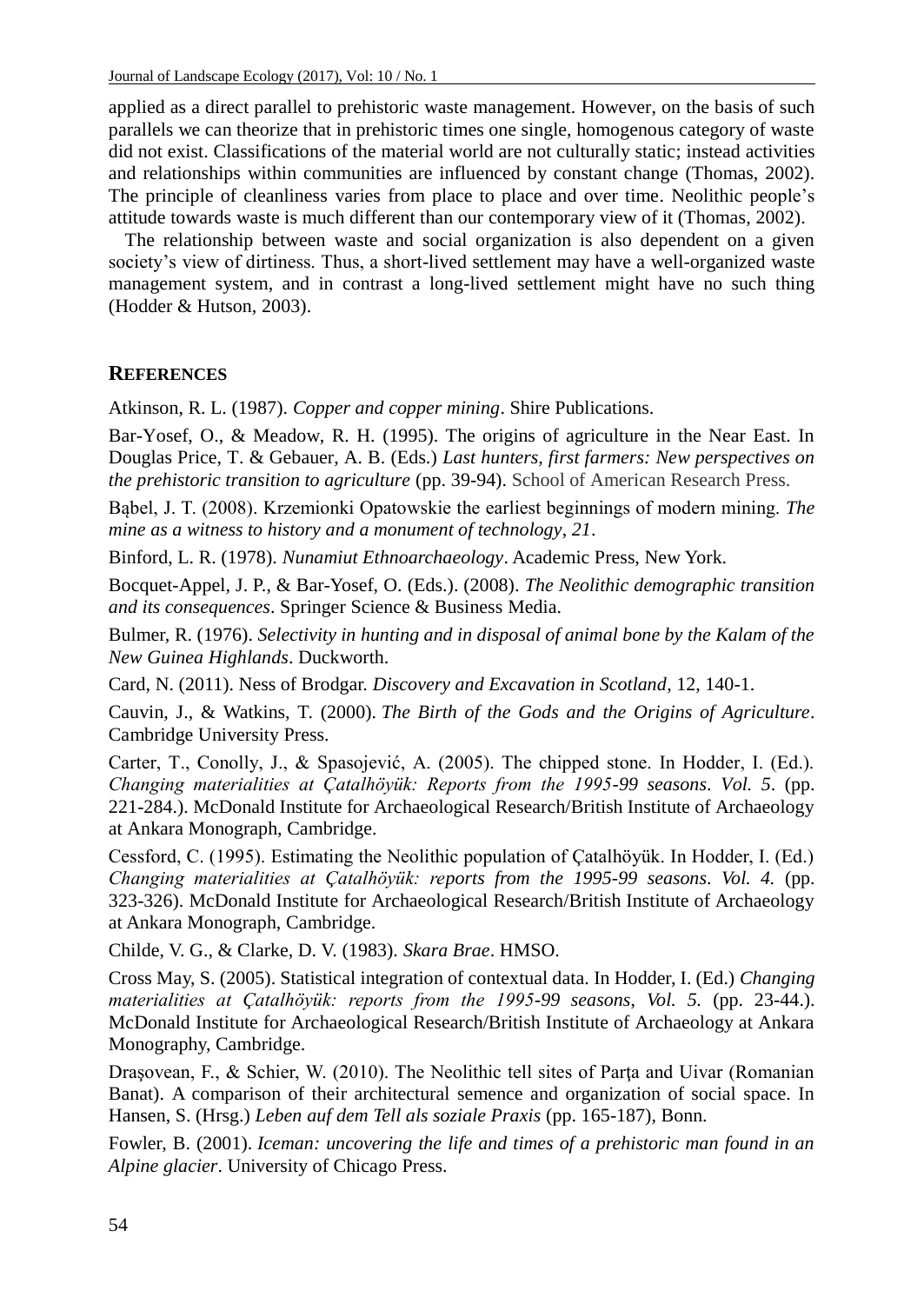applied as a direct parallel to prehistoric waste management. However, on the basis of such parallels we can theorize that in prehistoric times one single, homogenous category of waste did not exist. Classifications of the material world are not culturally static; instead activities and relationships within communities are influenced by constant change (Thomas, 2002). The principle of cleanliness varies from place to place and over time. Neolithic people's attitude towards waste is much different than our contemporary view of it (Thomas, 2002).

The relationship between waste and social organization is also dependent on a given society's view of dirtiness. Thus, a short-lived settlement may have a well-organized waste management system, and in contrast a long-lived settlement might have no such thing (Hodder & Hutson, 2003).

## REFERENCES

Atkinson, R. L. (1987). *Copper and copper mining*. Shire Publications.

Bar-Yosef, O., & Meadow, R. H. (1995). The origins of agriculture in the Near East. In Douglas Price, T. & Gebauer, A. B. (Eds.) *Last hunters, first farmers: New perspectives on the prehistoric transition to agriculture* (pp. 39-94). School of American Research Press.

Bąbel, J. T. (2008). Krzemionki Opatowskie the earliest beginnings of modern mining. *The mine as a witness to history and a monument of technology*, *21*.

Binford, L. R. (1978). *Nunamiut Ethnoarchaeology*. Academic Press, New York.

Bocquet-Appel, J. P., & Bar-Yosef, O. (Eds.). (2008). *The Neolithic demographic transition and its consequences*. Springer Science & Business Media.

Bulmer, R. (1976). *Selectivity in hunting and in disposal of animal bone by the Kalam of the New Guinea Highlands*. Duckworth.

Card, N. (2011). Ness of Brodgar. *Discovery and Excavation in Scotland*, 12, 140-1.

Cauvin, J., & Watkins, T. (2000). *The Birth of the Gods and the Origins of Agriculture*. Cambridge University Press.

Carter, T., Conolly, J., & Spasojević, A. (2005). The chipped stone. In Hodder, I. (Ed.). *Changing materialities at Çatalhöyük: Reports from the 1995-99 seasons*. *Vol. 5*. (pp. 221-284.). McDonald Institute for Archaeological Research/British Institute of Archaeology at Ankara Monograph, Cambridge.

Cessford, C. (1995). Estimating the Neolithic population of Çatalhöyük. In Hodder, I. (Ed.) *Changing materialities at Çatalhöyük: reports from the 1995-99 seasons*. *Vol. 4.* (pp. 323-326). McDonald Institute for Archaeological Research/British Institute of Archaeology at Ankara Monograph, Cambridge.

Childe, V. G., & Clarke, D. V. (1983). *Skara Brae*. HMSO.

Cross May, S. (2005). Statistical integration of contextual data. In Hodder, I. (Ed.) *Changing materialities at Çatalhöyük: reports from the 1995-99 seasons*, *Vol. 5.* (pp. 23-44.). McDonald Institute for Archaeological Research/British Institute of Archaeology at Ankara Monography, Cambridge.

Draşovean, F., & Schier, W. (2010). The Neolithic tell sites of Parţa and Uivar (Romanian Banat). A comparison of their architectural semence and organization of social space. In Hansen, S. (Hrsg.) *Leben auf dem Tell als soziale Praxis* (pp. 165-187), Bonn.

Fowler, B. (2001). *Iceman: uncovering the life and times of a prehistoric man found in an Alpine glacier*. University of Chicago Press.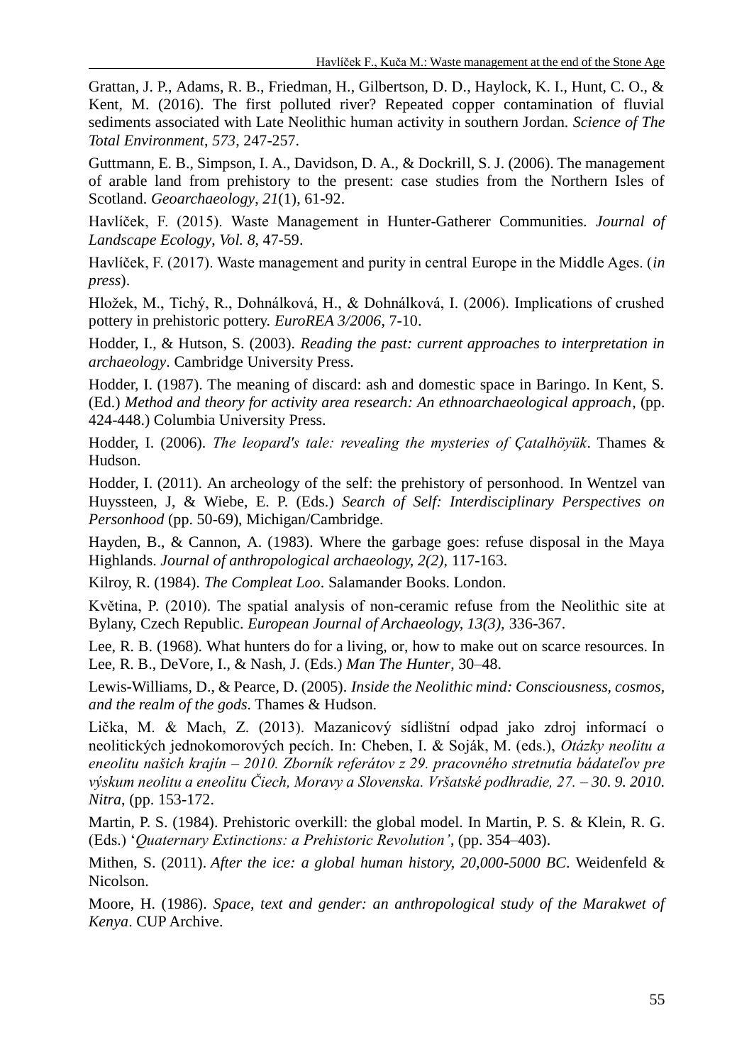Grattan, J. P., Adams, R. B., Friedman, H., Gilbertson, D. D., Haylock, K. I., Hunt, C. O., & Kent, M. (2016). The first polluted river? Repeated copper contamination of fluvial sediments associated with Late Neolithic human activity in southern Jordan. *Science of The Total Environment*, *573*, 247-257.

Guttmann, E. B., Simpson, I. A., Davidson, D. A., & Dockrill, S. J. (2006). The management of arable land from prehistory to the present: case studies from the Northern Isles of Scotland. *Geoarchaeology*, *21*(1), 61-92.

Havlíček, F. (2015). Waste Management in Hunter-Gatherer Communities. *Journal of Landscape Ecology*, *Vol. 8*, 47-59.

Havlíček, F. (2017). Waste management and purity in central Europe in the Middle Ages. (*in press*).

Hložek, M., Tichý, R., Dohnálková, H., & Dohnálková, I. (2006). Implications of crushed pottery in prehistoric pottery. *EuroREA 3/2006*, 7-10.

Hodder, I., & Hutson, S. (2003). *Reading the past: current approaches to interpretation in archaeology*. Cambridge University Press.

Hodder, I. (1987). The meaning of discard: ash and domestic space in Baringo. In Kent, S. (Ed.) *Method and theory for activity area research: An ethnoarchaeological approach*, (pp. 424-448.) Columbia University Press.

Hodder, I. (2006). *The leopard's tale: revealing the mysteries of Çatalhöyük*. Thames & Hudson.

Hodder, I. (2011). An archeology of the self: the prehistory of personhood. In Wentzel van Huyssteen, J, & Wiebe, E. P. (Eds.) *Search of Self: Interdisciplinary Perspectives on Personhood* (pp. 50-69), Michigan/Cambridge.

Hayden, B., & Cannon, A. (1983). Where the garbage goes: refuse disposal in the Maya Highlands. *Journal of anthropological archaeology, 2(2),* 117-163.

Kilroy, R. (1984). *The Compleat Loo*. Salamander Books. London.

Květina, P. (2010). The spatial analysis of non-ceramic refuse from the Neolithic site at Bylany, Czech Republic. *European Journal of Archaeology, 13(3),* 336-367.

Lee, R. B. (1968). What hunters do for a living, or, how to make out on scarce resources. In Lee, R. B., DeVore, I., & Nash, J. (Eds.) *Man The Hunter*, 30–48.

Lewis-Williams, D., & Pearce, D. (2005). *Inside the Neolithic mind: Consciousness, cosmos, and the realm of the gods*. Thames & Hudson.

Lička, M. & Mach, Z. (2013). Mazanicový sídlištní odpad jako zdroj informací o neolitických jednokomorových pecích. In: Cheben, I. & Soják, M. (eds.), *Otázky neolitu a eneolitu našich krajín – 2010. Zborník referátov z 29. pracovného stretnutia bádateľov pre výskum neolitu a eneolitu Čiech, Moravy a Slovenska. Vršatské podhradie, 27. – 30. 9. 2010. Nitra*, (pp. 153-172.

Martin, P. S. (1984). Prehistoric overkill: the global model. In Martin, P. S. & Klein, R. G. (Eds.) '*Quaternary Extinctions: a Prehistoric Revolution'*, (pp. 354–403).

Mithen, S. (2011). *After the ice: a global human history, 20,000-5000 BC*. Weidenfeld & Nicolson.

Moore, H. (1986). *Space, text and gender: an anthropological study of the Marakwet of Kenya*. CUP Archive.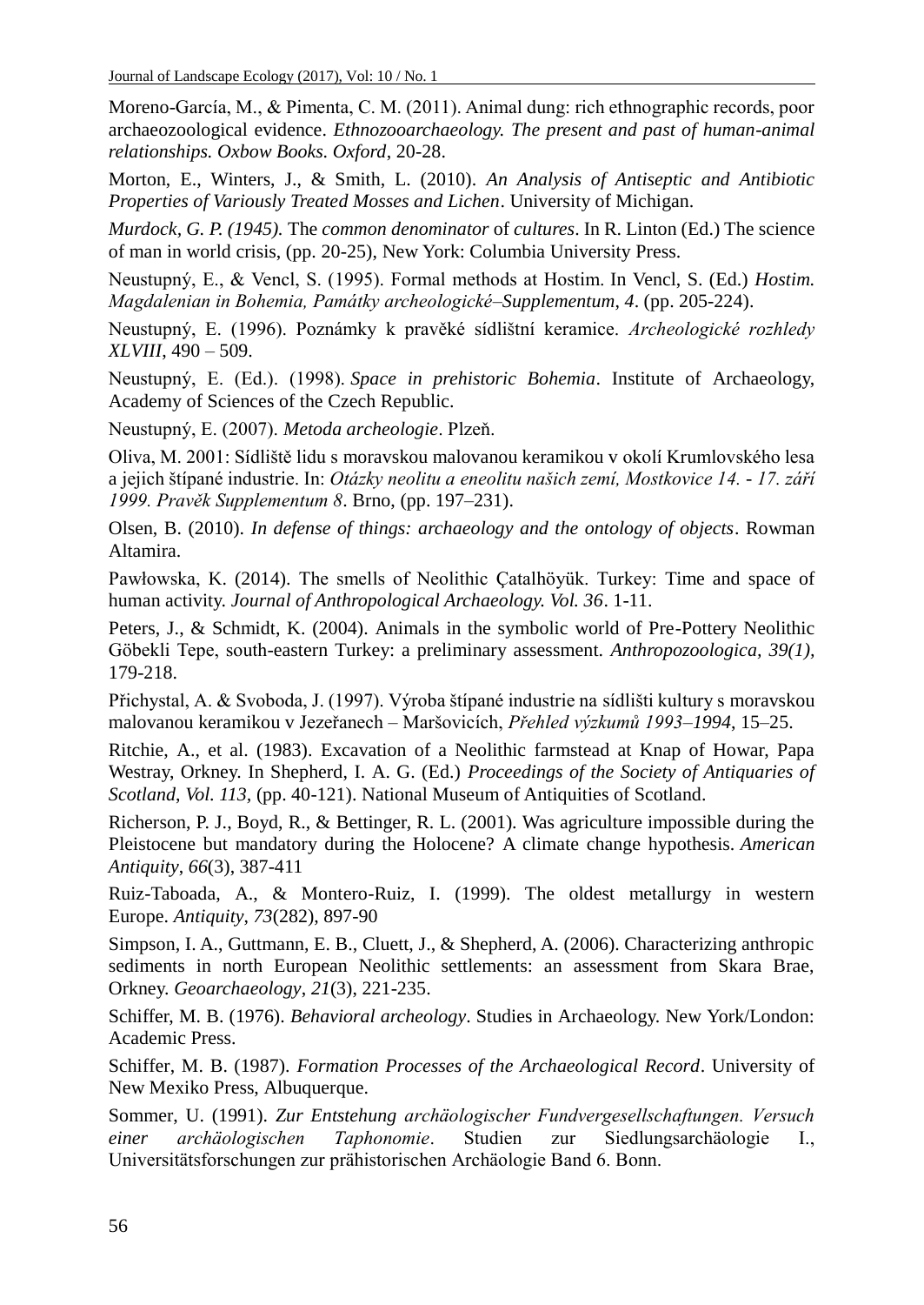Moreno-García, M., & Pimenta, C. M. (2011). Animal dung: rich ethnographic records, poor archaeozoological evidence. *Ethnozooarchaeology. The present and past of human-animal relationships. Oxbow Books. Oxford*, 20-28.

Morton, E., Winters, J., & Smith, L. (2010). *An Analysis of Antiseptic and Antibiotic Properties of Variously Treated Mosses and Lichen*. University of Michigan.

*Murdock, G. P. (1945).* The *common denominator* of *cultures*. In R. Linton (Ed.) The science of man in world crisis, (pp. 20-25), New York: Columbia University Press.

Neustupný, E., & Vencl, S. (1995). Formal methods at Hostim. In Vencl, S. (Ed.) *Hostim. Magdalenian in Bohemia, Památky archeologické–Supplementum, 4*. (pp. 205-224).

Neustupný, E. (1996). Poznámky k pravěké sídlištní keramice. *Archeologické rozhledy XLVIII*, 490 – 509.

Neustupný, E. (Ed.). (1998). *Space in prehistoric Bohemia*. Institute of Archaeology, Academy of Sciences of the Czech Republic.

Neustupný, E. (2007). *Metoda archeologie*. Plzeň.

Oliva, M. 2001: Sídliště lidu s moravskou malovanou keramikou v okolí Krumlovského lesa a jejich štípané industrie. In: *Otázky neolitu a eneolitu našich zemí, Mostkovice 14. - 17. září 1999. Pravěk Supplementum 8*. Brno, (pp. 197–231).

Olsen, B. (2010). *In defense of things: archaeology and the ontology of objects*. Rowman Altamira.

Pawłowska, K. (2014). The smells of Neolithic Çatalhöyük. Turkey: Time and space of human activity. *Journal of Anthropological Archaeology. Vol. 36*. 1-11.

Peters, J., & Schmidt, K. (2004). Animals in the symbolic world of Pre-Pottery Neolithic Göbekli Tepe, south-eastern Turkey: a preliminary assessment. *Anthropozoologica, 39(1),* 179-218.

Přichystal, A. & Svoboda, J. (1997). Výroba štípané industrie na sídlišti kultury s moravskou malovanou keramikou v Jezeřanech – Maršovicích, *Přehled výzkumů 1993–1994*, 15–25.

Ritchie, A., et al. (1983). Excavation of a Neolithic farmstead at Knap of Howar, Papa Westray, Orkney. In Shepherd, I. A. G. (Ed.) *Proceedings of the Society of Antiquaries of Scotland, Vol. 113,* (pp. 40-121). National Museum of Antiquities of Scotland.

Richerson, P. J., Boyd, R., & Bettinger, R. L. (2001). Was agriculture impossible during the Pleistocene but mandatory during the Holocene? A climate change hypothesis. *American Antiquity*, *66*(3), 387-411

Ruiz-Taboada, A., & Montero-Ruiz, I. (1999). The oldest metallurgy in western Europe. *Antiquity*, *73*(282), 897-90

Simpson, I. A., Guttmann, E. B., Cluett, J., & Shepherd, A. (2006). Characterizing anthropic sediments in north European Neolithic settlements: an assessment from Skara Brae, Orkney. *Geoarchaeology*, *21*(3), 221-235.

Schiffer, M. B. (1976). *Behavioral archeology*. Studies in Archaeology. New York/London: Academic Press.

Schiffer, M. B. (1987). *Formation Processes of the Archaeological Record*. University of New Mexiko Press, Albuquerque.

Sommer, U. (1991). *Zur Entstehung archäologischer Fundvergesellschaftungen. Versuch einer archäologischen Taphonomie*. Studien zur Siedlungsarchäologie I., Universitätsforschungen zur prähistorischen Archäologie Band 6. Bonn.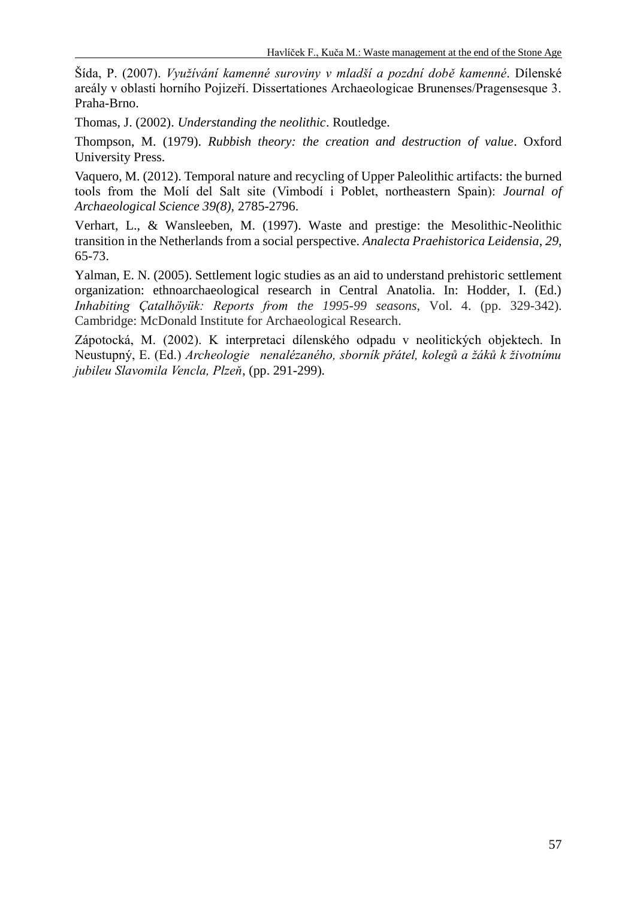Šída, P. (2007). *Využívání kamenné suroviny v mladší a pozdní době kamenné*. Dílenské areály v oblasti horního Pojizeří. Dissertationes Archaeologicae Brunenses/Pragensesque 3. Praha-Brno.

Thomas, J. (2002). *Understanding the neolithic*. Routledge.

Thompson, M. (1979). *Rubbish theory: the creation and destruction of value*. Oxford University Press.

Vaquero, M. (2012). Temporal nature and recycling of Upper Paleolithic artifacts: the burned tools from the Molí del Salt site (Vimbodí i Poblet, northeastern Spain): *Journal of Archaeological Science 39(8)*, 2785-2796.

Verhart, L., & Wansleeben, M. (1997). Waste and prestige: the Mesolithic-Neolithic transition in the Netherlands from a social perspective. *Analecta Praehistorica Leidensia*, *29*, 65-73.

Yalman, E. N. (2005). Settlement logic studies as an aid to understand prehistoric settlement organization: ethnoarchaeological research in Central Anatolia. In: Hodder, I. (Ed.) *Inhabiting Çatalhöyük: Reports from the 1995-99 seasons*, Vol. 4. (pp. 329-342). Cambridge: McDonald Institute for Archaeological Research.

Zápotocká, M. (2002). K interpretaci dílenského odpadu v neolitických objektech. In Neustupný, E. (Ed.) *Archeologie nenalézaného, sborník přátel, kolegů a žáků k životnímu jubileu Slavomila Vencla, Plzeň*, (pp. 291-299).